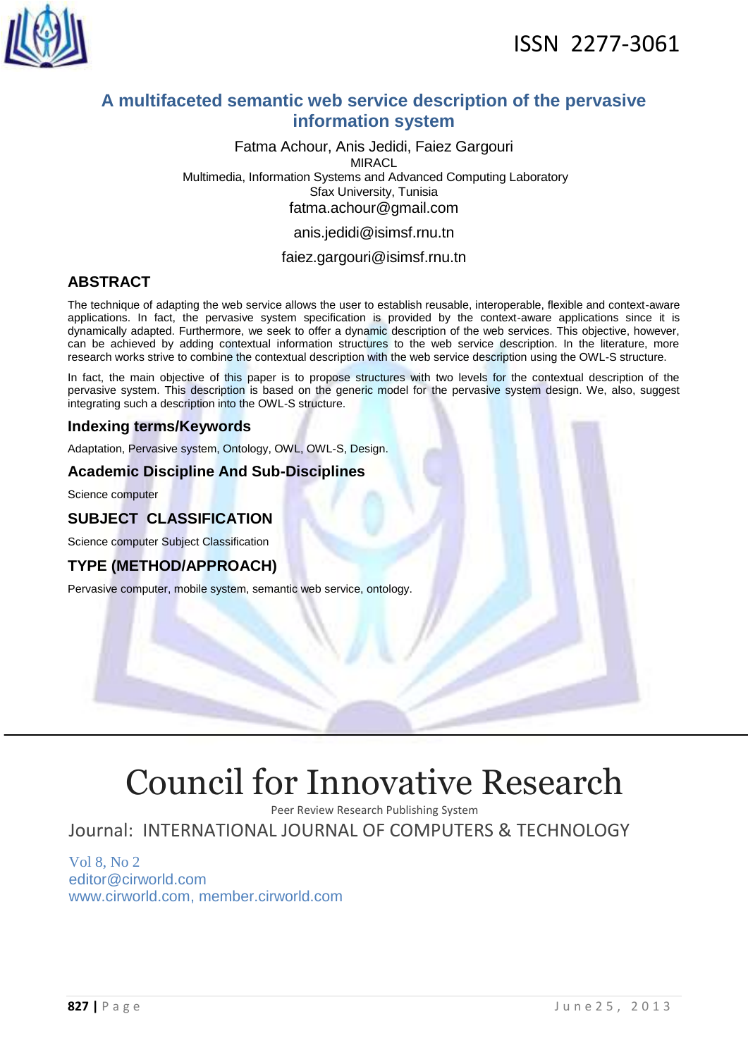ISSN 2277-3061

# A multifaceted semantic web service description of the pervasive information system

Fatma Achour, Anis Jedidi, Faiez Gargouri
MIRACL
Multimedia, Information Systems and Advanced Computing Laboratory
Sfax University, Tunisia
fatma.achour@gmail.com
anis.jedidi@isimsf.rnu.tn
faiez.gargouri@isimsf.rnu.tn

## ABSTRACT

The technique of adapting the web service allows the user to establish reusable, interoperable, flexible and context-aware applications. In fact, the pervasive system specification is provided by the context-aware applications since it is dynamically adapted. Furthermore, we seek to offer a dynamic description of the web services. This objective, however, can be achieved by adding contextual information structures to the web service description. In the literature, more research works strive to combine the contextual description with the web service description using the OWL-S structure.

In fact, the main objective of this paper is to propose structures with two levels for the contextual description of the pervasive system. This description is based on the generic model for the pervasive system design. We, also, suggest integrating such a description into the OWL-S structure.

## Indexing terms/Keywords

Adaptation, Pervasive system, Ontology, OWL, OWL-S, Design.

## Academic Discipline And Sub-Disciplines

Science computer

## SUBJECT CLASSIFICATION

Science computer Subject Classification

## TYPE (METHOD/APPROACH)

Pervasive computer, mobile system, semantic web service, ontology.

# Council for Innovative Research

Peer Review Research Publishing System

Journal: INTERNATIONAL JOURNAL OF COMPUTERS & TECHNOLOGY

Vol 8, No 2
editor@cirworld.com
www.cirworld.com, member.cirworld.com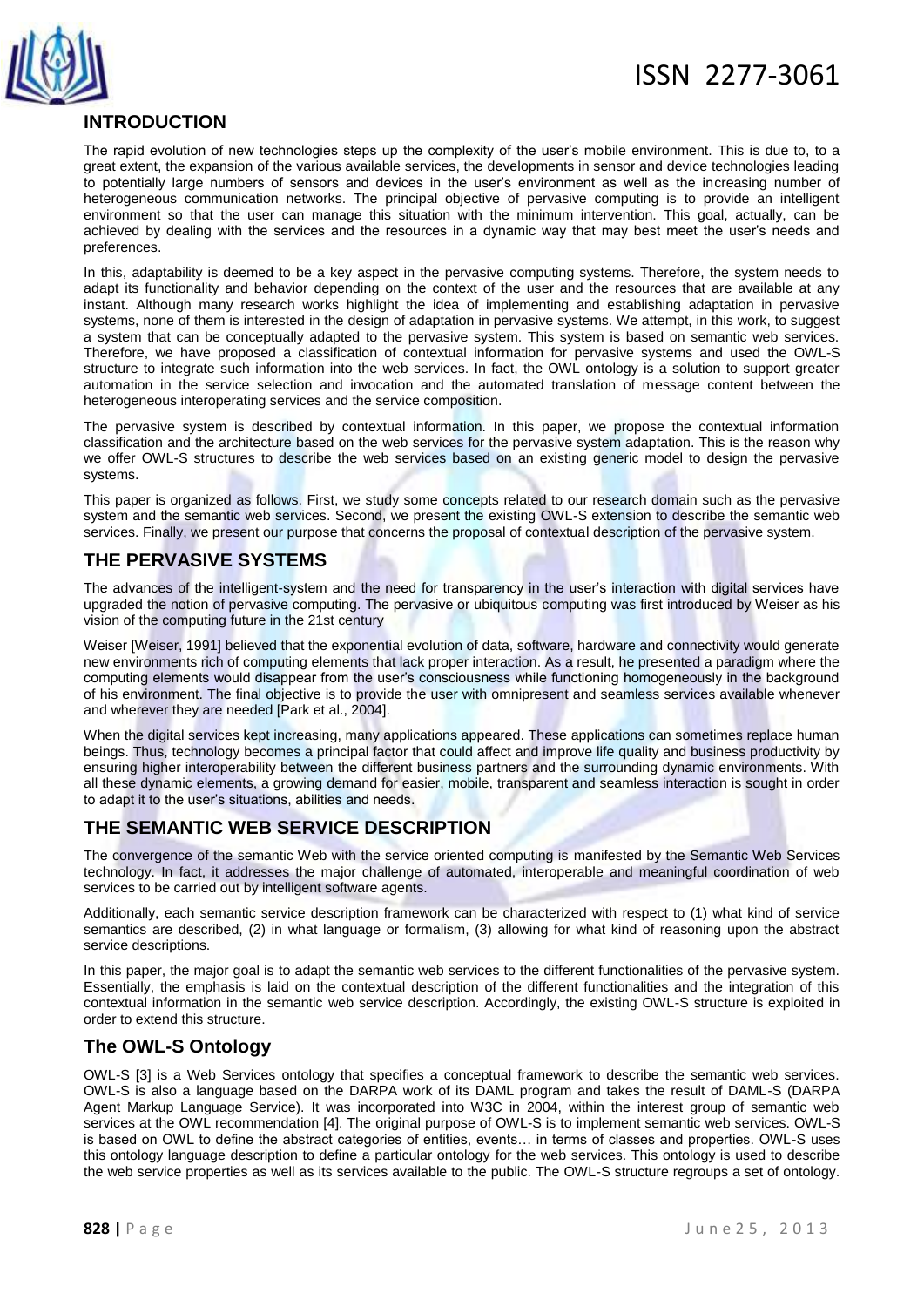## INTRODUCTION

The rapid evolution of new technologies steps up the complexity of the user's mobile environment. This is due to, to a great extent, the expansion of the various available services, the developments in sensor and device technologies leading to potentially large numbers of sensors and devices in the user's environment as well as the increasing number of heterogeneous communication networks. The principal objective of pervasive computing is to provide an intelligent environment so that the user can manage this situation with the minimum intervention. This goal, actually, can be achieved by dealing with the services and the resources in a dynamic way that may best meet the user's needs and preferences.

In this, adaptability is deemed to be a key aspect in the pervasive computing systems. Therefore, the system needs to adapt its functionality and behavior depending on the context of the user and the resources that are available at any instant. Although many research works highlight the idea of implementing and establishing adaptation in pervasive systems, none of them is interested in the design of adaptation in pervasive systems. We attempt, in this work, to suggest a system that can be conceptually adapted to the pervasive system. This system is based on semantic web services. Therefore, we have proposed a classification of contextual information for pervasive systems and used the OWL-S structure to integrate such information into the web services. In fact, the OWL ontology is a solution to support greater automation in the service selection and invocation and the automated translation of message content between the heterogeneous interoperating services and the service composition.

The pervasive system is described by contextual information. In this paper, we propose the contextual information classification and the architecture based on the web services for the pervasive system adaptation. This is the reason why we offer OWL-S structures to describe the web services based on an existing generic model to design the pervasive systems.

This paper is organized as follows. First, we study some concepts related to our research domain such as the pervasive system and the semantic web services. Second, we present the existing OWL-S extension to describe the semantic web services. Finally, we present our purpose that concerns the proposal of contextual description of the pervasive system.

## THE PERVASIVE SYSTEMS

The advances of the intelligent-system and the need for transparency in the user's interaction with digital services have upgraded the notion of pervasive computing. The pervasive or ubiquitous computing was first introduced by Weiser as his vision of the computing future in the 21st century

Weiser [Weiser, 1991] believed that the exponential evolution of data, software, hardware and connectivity would generate new environments rich of computing elements that lack proper interaction. As a result, he presented a paradigm where the computing elements would disappear from the user's consciousness while functioning homogeneously in the background of his environment. The final objective is to provide the user with omnipresent and seamless services available whenever and wherever they are needed [Park et al., 2004].

When the digital services kept increasing, many applications appeared. These applications can sometimes replace human beings. Thus, technology becomes a principal factor that could affect and improve life quality and business productivity by ensuring higher interoperability between the different business partners and the surrounding dynamic environments. With all these dynamic elements, a growing demand for easier, mobile, transparent and seamless interaction is sought in order to adapt it to the user's situations, abilities and needs.

## THE SEMANTIC WEB SERVICE DESCRIPTION

The convergence of the semantic Web with the service oriented computing is manifested by the Semantic Web Services technology. In fact, it addresses the major challenge of automated, interoperable and meaningful coordination of web services to be carried out by intelligent software agents.

Additionally, each semantic service description framework can be characterized with respect to (1) what kind of service semantics are described, (2) in what language or formalism, (3) allowing for what kind of reasoning upon the abstract service descriptions.

In this paper, the major goal is to adapt the semantic web services to the different functionalities of the pervasive system. Essentially, the emphasis is laid on the contextual description of the different functionalities and the integration of this contextual information in the semantic web service description. Accordingly, the existing OWL-S structure is exploited in order to extend this structure.

### The OWL-S Ontology

OWL-S [3] is a Web Services ontology that specifies a conceptual framework to describe the semantic web services. OWL-S is also a language based on the DARPA work of its DAML program and takes the result of DAML-S (DARPA Agent Markup Language Service). It was incorporated into W3C in 2004, within the interest group of semantic web services at the OWL recommendation [4]. The original purpose of OWL-S is to implement semantic web services. OWL-S is based on OWL to define the abstract categories of entities, events… in terms of classes and properties. OWL-S uses this ontology language description to define a particular ontology for the web services. This ontology is used to describe the web service properties as well as its services available to the public. The OWL-S structure regroups a set of ontology.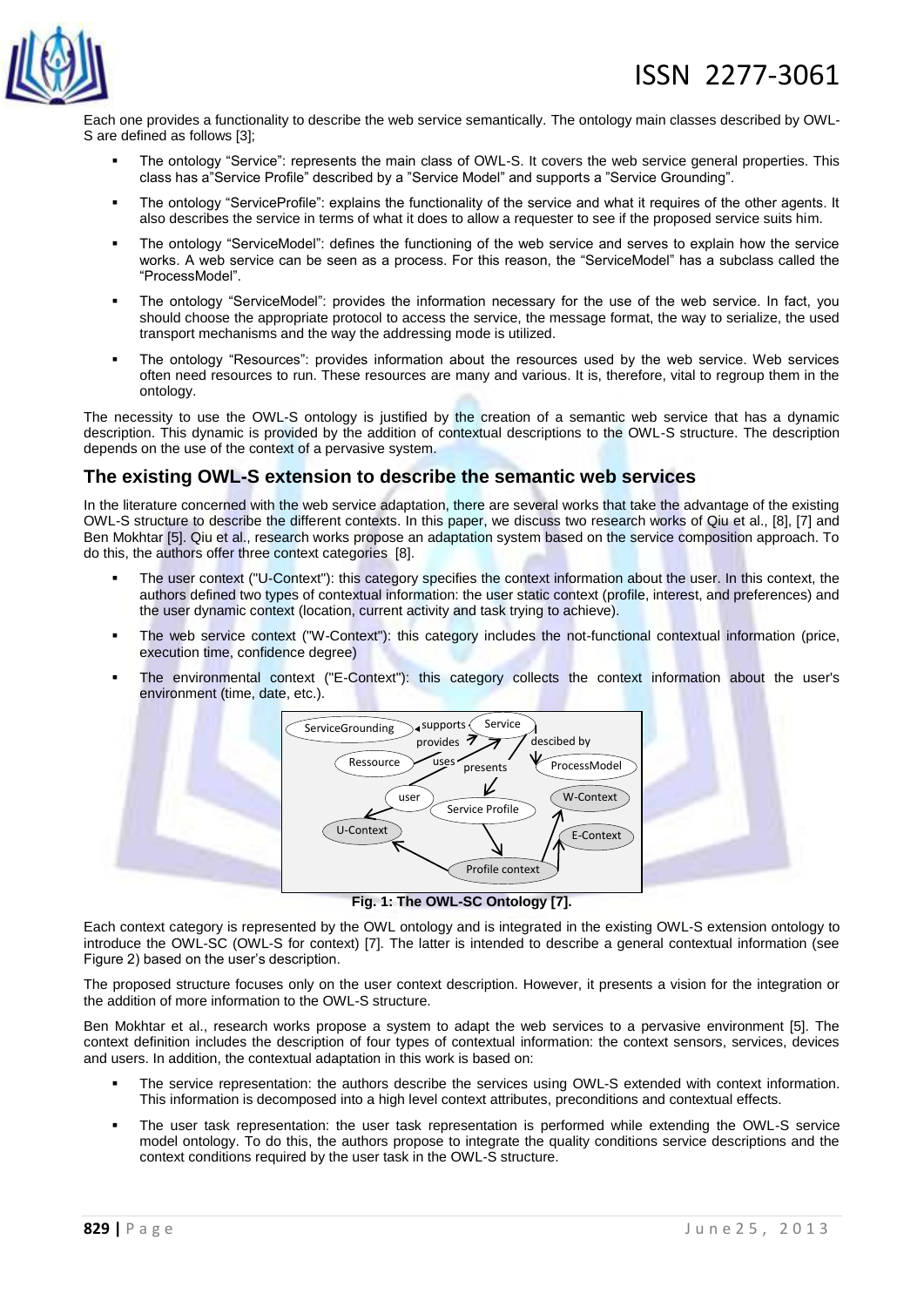Each one provides a functionality to describe the web service semantically. The ontology main classes described by OWL-S are defined as follows [3];

- The ontology “Service”: represents the main class of OWL-S. It covers the web service general properties. This class has a”Service Profile” described by a ”Service Model” and supports a ”Service Grounding”.
- The ontology “ServiceProfile”: explains the functionality of the service and what it requires of the other agents. It also describes the service in terms of what it does to allow a requester to see if the proposed service suits him.
- The ontology “ServiceModel”: defines the functioning of the web service and serves to explain how the service works. A web service can be seen as a process. For this reason, the “ServiceModel” has a subclass called the “ProcessModel”.
- The ontology “ServiceModel”: provides the information necessary for the use of the web service. In fact, you should choose the appropriate protocol to access the service, the message format, the way to serialize, the used transport mechanisms and the way the addressing mode is utilized.
- The ontology “Resources”: provides information about the resources used by the web service. Web services often need resources to run. These resources are many and various. It is, therefore, vital to regroup them in the ontology.

The necessity to use the OWL-S ontology is justified by the creation of a semantic web service that has a dynamic description. This dynamic is provided by the addition of contextual descriptions to the OWL-S structure. The description depends on the use of the context of a pervasive system.

## The existing OWL-S extension to describe the semantic web services

In the literature concerned with the web service adaptation, there are several works that take the advantage of the existing OWL-S structure to describe the different contexts. In this paper, we discuss two research works of Qiu et al., [8], [7] and Ben Mokhtar [5]. Qiu et al., research works propose an adaptation system based on the service composition approach. To do this, the authors offer three context categories [8].

- The user context ("U-Context"): this category specifies the context information about the user. In this context, the authors defined two types of contextual information: the user static context (profile, interest, and preferences) and the user dynamic context (location, current activity and task trying to achieve).
- The web service context ("W-Context"): this category includes the not-functional contextual information (price, execution time, confidence degree)
- The environmental context ("E-Context"): this category collects the context information about the user's environment (time, date, etc.).

**Fig. 1: The OWL-SC Ontology [7].**

Each context category is represented by the OWL ontology and is integrated in the existing OWL-S extension ontology to introduce the OWL-SC (OWL-S for context) [7]. The latter is intended to describe a general contextual information (see Figure 2) based on the user’s description.

The proposed structure focuses only on the user context description. However, it presents a vision for the integration or the addition of more information to the OWL-S structure.

Ben Mokhtar et al., research works propose a system to adapt the web services to a pervasive environment [5]. The context definition includes the description of four types of contextual information: the context sensors, services, devices and users. In addition, the contextual adaptation in this work is based on:

- The service representation: the authors describe the services using OWL-S extended with context information. This information is decomposed into a high level context attributes, preconditions and contextual effects.
- The user task representation: the user task representation is performed while extending the OWL-S service model ontology. To do this, the authors propose to integrate the quality conditions service descriptions and the context conditions required by the user task in the OWL-S structure.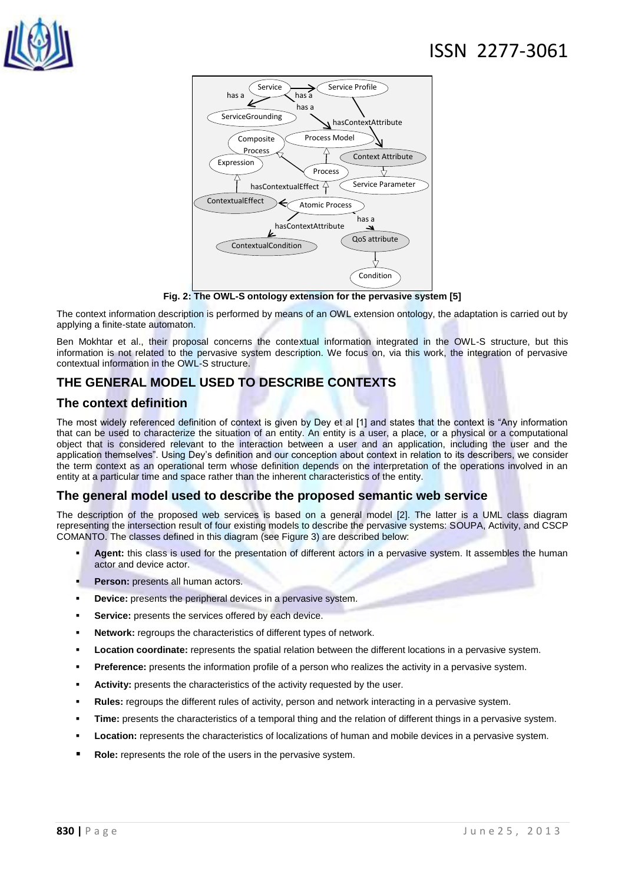Fig. 2: The OWL-S ontology extension for the pervasive system [5]

The context information description is performed by means of an OWL extension ontology, the adaptation is carried out by applying a finite-state automaton.

Ben Mokhtar et al., their proposal concerns the contextual information integrated in the OWL-S structure, but this information is not related to the pervasive system description. We focus on, via this work, the integration of pervasive contextual information in the OWL-S structure.

## THE GENERAL MODEL USED TO DESCRIBE CONTEXTS

### The context definition

The most widely referenced definition of context is given by Dey et al [1] and states that the context is "Any information that can be used to characterize the situation of an entity. An entity is a user, a place, or a physical or a computational object that is considered relevant to the interaction between a user and an application, including the user and the application themselves". Using Dey's definition and our conception about context in relation to its describers, we consider the term context as an operational term whose definition depends on the interpretation of the operations involved in an entity at a particular time and space rather than the inherent characteristics of the entity.

### The general model used to describe the proposed semantic web service

The description of the proposed web services is based on a general model [2]. The latter is a UML class diagram representing the intersection result of four existing models to describe the pervasive systems: SOUPA, Activity, and CSCP COMANTO. The classes defined in this diagram (see Figure 3) are described below:

- **Agent:** this class is used for the presentation of different actors in a pervasive system. It assembles the human actor and device actor.
- **Person:** presents all human actors.
- **Device:** presents the peripheral devices in a pervasive system.
- **Service:** presents the services offered by each device.
- **Network:** regroups the characteristics of different types of network.
- **Location coordinate:** represents the spatial relation between the different locations in a pervasive system.
- **Preference:** presents the information profile of a person who realizes the activity in a pervasive system.
- **Activity:** presents the characteristics of the activity requested by the user.
- **Rules:** regroups the different rules of activity, person and network interacting in a pervasive system.
- **Time:** presents the characteristics of a temporal thing and the relation of different things in a pervasive system.
- **Location:** represents the characteristics of localizations of human and mobile devices in a pervasive system.
- **Role:** represents the role of the users in the pervasive system.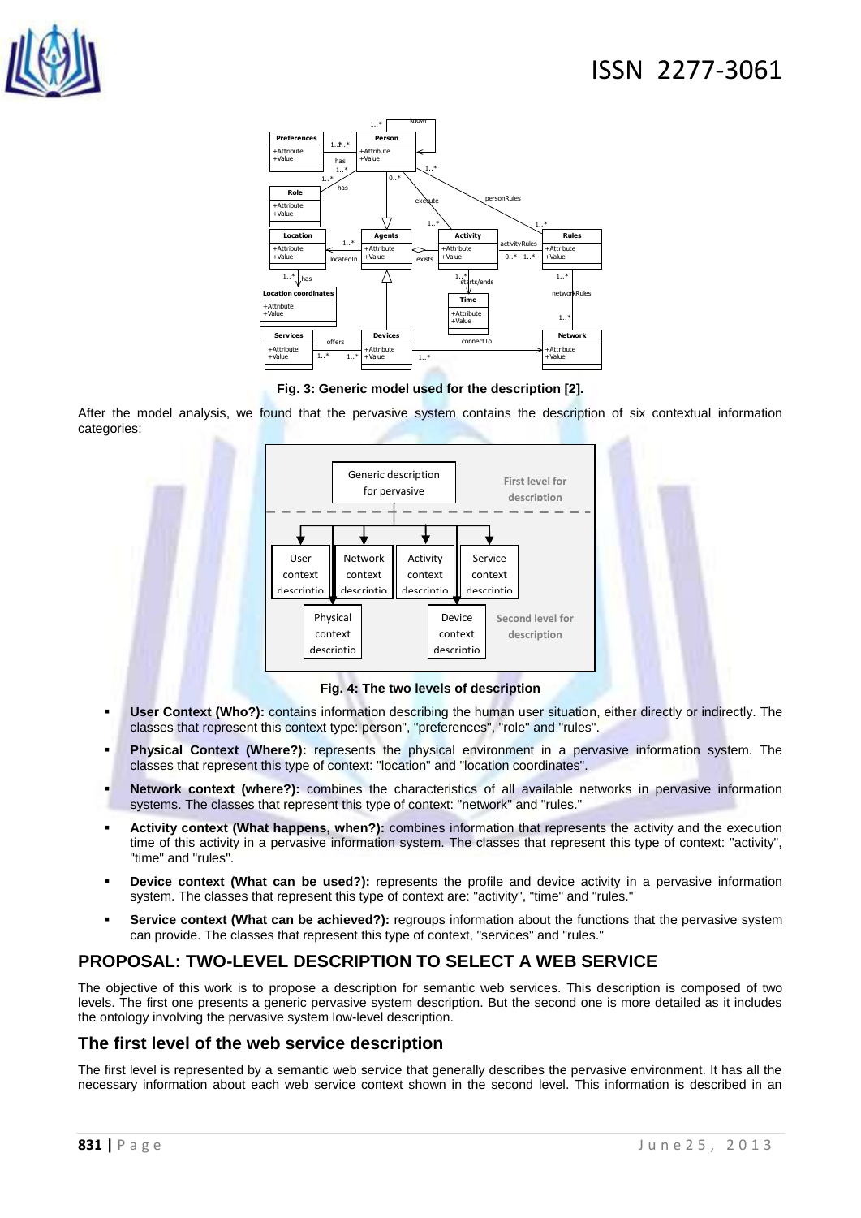Fig. 3: Generic model used for the description [2].

After the model analysis, we found that the pervasive system contains the description of six contextual information categories:

Fig. 4: The two levels of description

- **User Context (Who?):** contains information describing the human user situation, either directly or indirectly. The classes that represent this context type: person", "preferences", "role" and "rules".
- **Physical Context (Where?):** represents the physical environment in a pervasive information system. The classes that represent this type of context: "location" and "location coordinates".
- **Network context (where?):** combines the characteristics of all available networks in pervasive information systems. The classes that represent this type of context: "network" and "rules."
- **Activity context (What happens, when?):** combines information that represents the activity and the execution time of this activity in a pervasive information system. The classes that represent this type of context: "activity", "time" and "rules".
- **Device context (What can be used?):** represents the profile and device activity in a pervasive information system. The classes that represent this type of context are: "activity", "time" and "rules."
- **Service context (What can be achieved?):** regroups information about the functions that the pervasive system can provide. The classes that represent this type of context, "services" and "rules."

## PROPOSAL: TWO-LEVEL DESCRIPTION TO SELECT A WEB SERVICE

The objective of this work is to propose a description for semantic web services. This description is composed of two levels. The first one presents a generic pervasive system description. But the second one is more detailed as it includes the ontology involving the pervasive system low-level description.

### The first level of the web service description

The first level is represented by a semantic web service that generally describes the pervasive environment. It has all the necessary information about each web service context shown in the second level. This information is described in an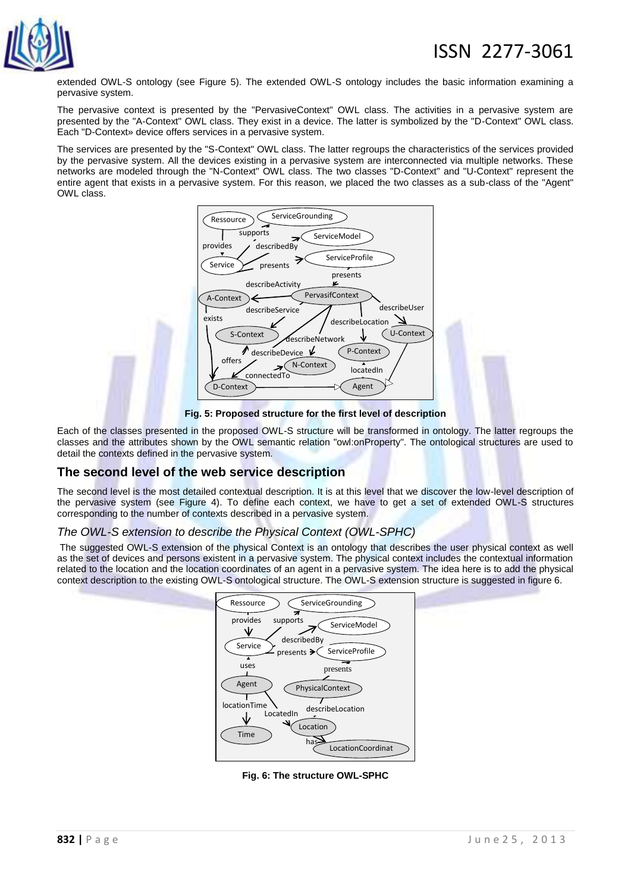extended OWL-S ontology (see Figure 5). The extended OWL-S ontology includes the basic information examining a pervasive system.

The pervasive context is presented by the "PervasiveContext" OWL class. The activities in a pervasive system are presented by the "A-Context" OWL class. They exist in a device. The latter is symbolized by the "D-Context" OWL class. Each "D-Context» device offers services in a pervasive system.

The services are presented by the "S-Context" OWL class. The latter regroups the characteristics of the services provided by the pervasive system. All the devices existing in a pervasive system are interconnected via multiple networks. These networks are modeled through the "N-Context" OWL class. The two classes "D-Context" and "U-Context" represent the entire agent that exists in a pervasive system. For this reason, we placed the two classes as a sub-class of the "Agent" OWL class.

Ressource
ServiceGrounding
supports
provides
describedBy
ServiceModel
Service
presents
ServiceProfile
presents
describeActivity
A-Context
PervasifContext
describeService
describeUser
exists
describeLocation
S-Context
U-Context
describeNetwork
P-Context
describeDevice
offers
N-Context
locatedIn
connectedTo
D-Context
Agent

**Fig. 5: Proposed structure for the first level of description**

Each of the classes presented in the proposed OWL-S structure will be transformed in ontology. The latter regroups the classes and the attributes shown by the OWL semantic relation "owl:onProperty". The ontological structures are used to detail the contexts defined in the pervasive system.

## The second level of the web service description

The second level is the most detailed contextual description. It is at this level that we discover the low-level description of the pervasive system (see Figure 4). To define each context, we have to get a set of extended OWL-S structures corresponding to the number of contexts described in a pervasive system.

### *The OWL-S extension to describe the Physical Context (OWL-SPHC)*

The suggested OWL-S extension of the physical Context is an ontology that describes the user physical context as well as the set of devices and persons existent in a pervasive system. The physical context includes the contextual information related to the location and the location coordinates of an agent in a pervasive system. The idea here is to add the physical context description to the existing OWL-S ontological structure. The OWL-S extension structure is suggested in figure 6.

Ressource
ServiceGrounding
provides
supports
ServiceModel
describedBy
Service
presents
ServiceProfile
uses
presents
Agent
PhysicalContext
locationTime
LocatedIn
describeLocation
Location
Time
has
LocationCoordinat

**Fig. 6: The structure OWL-SPHC**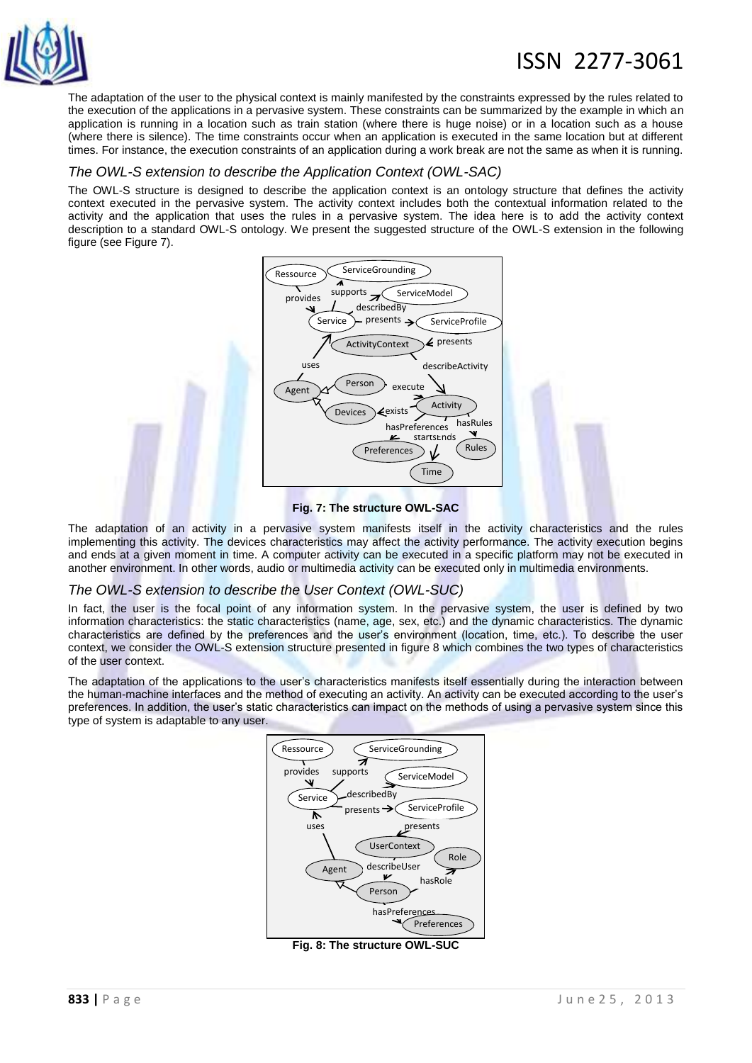The adaptation of the user to the physical context is mainly manifested by the constraints expressed by the rules related to the execution of the applications in a pervasive system. These constraints can be summarized by the example in which an application is running in a location such as train station (where there is huge noise) or in a location such as a house (where there is silence). The time constraints occur when an application is executed in the same location but at different times. For instance, the execution constraints of an application during a work break are not the same as when it is running.

### *The OWL-S extension to describe the Application Context (OWL-SAC)*

The OWL-S structure is designed to describe the application context is an ontology structure that defines the activity context executed in the pervasive system. The activity context includes both the contextual information related to the activity and the application that uses the rules in a pervasive system. The idea here is to add the activity context description to a standard OWL-S ontology. We present the suggested structure of the OWL-S extension in the following figure (see Figure 7).

Ressource
ServiceGrounding
provides
supports
ServiceModel
describedBy
Service
presents
ServiceProfile
ActivityContext
presents
uses
describeActivity
Agent
Person
execute
Activity
Devices
exists
hasPreferences
hasRules
startsEnds
Preferences
Rules
Time

**Fig. 7: The structure OWL-SAC**

The adaptation of an activity in a pervasive system manifests itself in the activity characteristics and the rules implementing this activity. The devices characteristics may affect the activity performance. The activity execution begins and ends at a given moment in time. A computer activity can be executed in a specific platform may not be executed in another environment. In other words, audio or multimedia activity can be executed only in multimedia environments.

### *The OWL-S extension to describe the User Context (OWL-SUC)*

In fact, the user is the focal point of any information system. In the pervasive system, the user is defined by two information characteristics: the static characteristics (name, age, sex, etc.) and the dynamic characteristics. The dynamic characteristics are defined by the preferences and the user's environment (location, time, etc.). To describe the user context, we consider the OWL-S extension structure presented in figure 8 which combines the two types of characteristics of the user context.

The adaptation of the applications to the user's characteristics manifests itself essentially during the interaction between the human-machine interfaces and the method of executing an activity. An activity can be executed according to the user's preferences. In addition, the user's static characteristics can impact on the methods of using a pervasive system since this type of system is adaptable to any user.

Ressource
ServiceGrounding
provides
supports
ServiceModel
Service
describedBy
presents
ServiceProfile
uses
presents
UserContext
Role
Agent
describeUser
hasRole
Person
hasPreferences
Preferences

**Fig. 8: The structure OWL-SUC**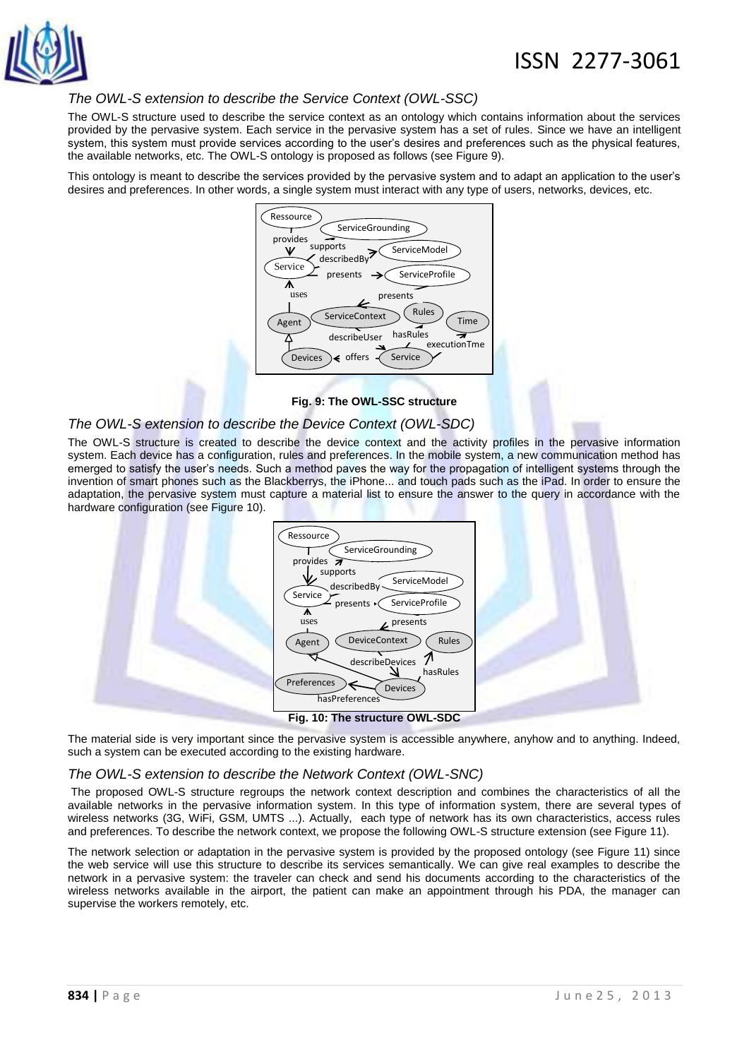*The OWL-S extension to describe the Service Context (OWL-SSC)*

The OWL-S structure used to describe the service context as an ontology which contains information about the services provided by the pervasive system. Each service in the pervasive system has a set of rules. Since we have an intelligent system, this system must provide services according to the user's desires and preferences such as the physical features, the available networks, etc. The OWL-S ontology is proposed as follows (see Figure 9).

This ontology is meant to describe the services provided by the pervasive system and to adapt an application to the user's desires and preferences. In other words, a single system must interact with any type of users, networks, devices, etc.

**Fig. 9: The OWL-SSC structure**

*The OWL-S extension to describe the Device Context (OWL-SDC)*

The OWL-S structure is created to describe the device context and the activity profiles in the pervasive information system. Each device has a configuration, rules and preferences. In the mobile system, a new communication method has emerged to satisfy the user's needs. Such a method paves the way for the propagation of intelligent systems through the invention of smart phones such as the Blackberrys, the iPhone... and touch pads such as the iPad. In order to ensure the adaptation, the pervasive system must capture a material list to ensure the answer to the query in accordance with the hardware configuration (see Figure 10).

**Fig. 10: The structure OWL-SDC**

The material side is very important since the pervasive system is accessible anywhere, anyhow and to anything. Indeed, such a system can be executed according to the existing hardware.

*The OWL-S extension to describe the Network Context (OWL-SNC)*

The proposed OWL-S structure regroups the network context description and combines the characteristics of all the available networks in the pervasive information system. In this type of information system, there are several types of wireless networks (3G, WiFi, GSM, UMTS ...). Actually, each type of network has its own characteristics, access rules and preferences. To describe the network context, we propose the following OWL-S structure extension (see Figure 11).

The network selection or adaptation in the pervasive system is provided by the proposed ontology (see Figure 11) since the web service will use this structure to describe its services semantically. We can give real examples to describe the network in a pervasive system: the traveler can check and send his documents according to the characteristics of the wireless networks available in the airport, the patient can make an appointment through his PDA, the manager can supervise the workers remotely, etc.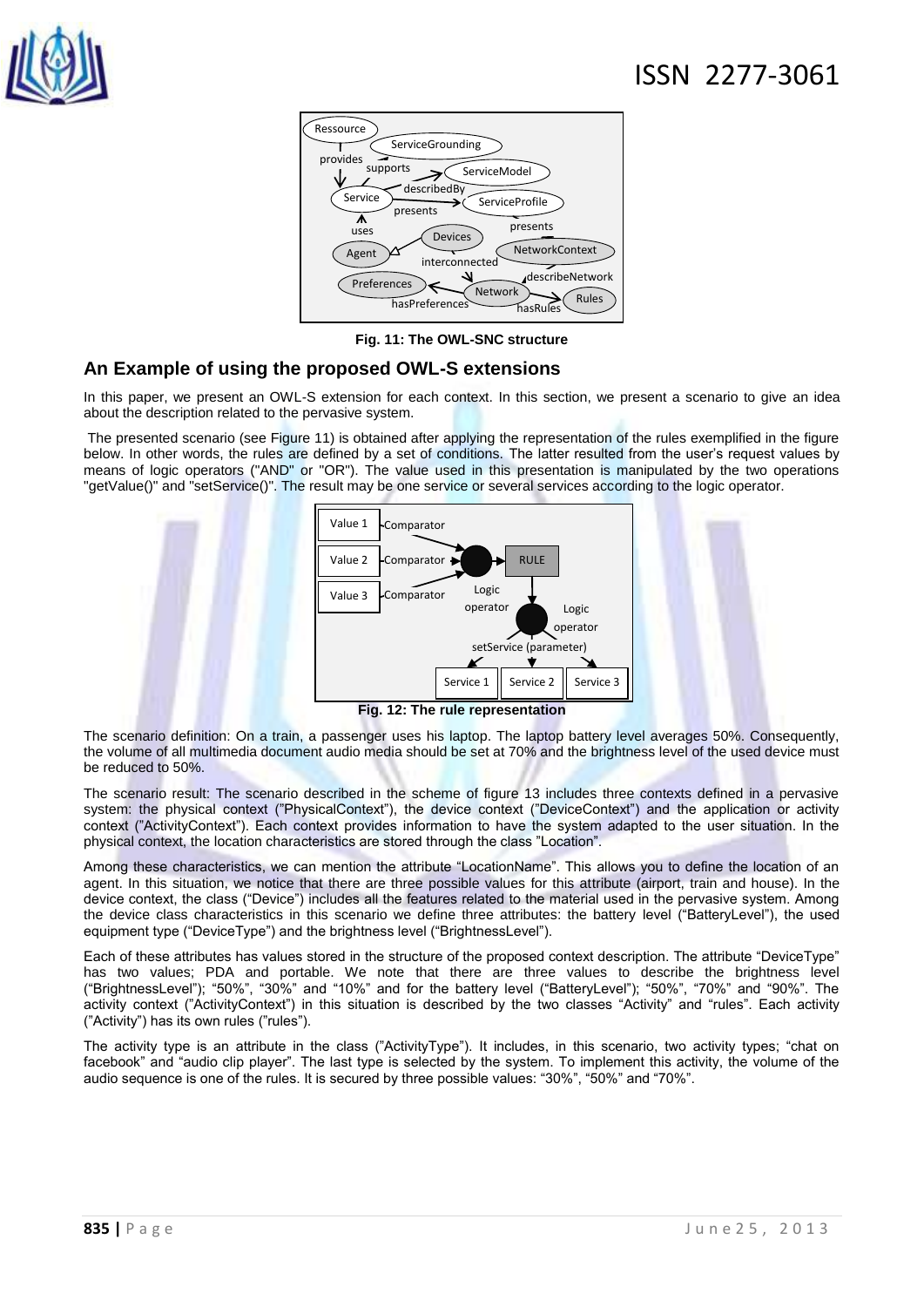Fig. 11: The OWL-SNC structure

## An Example of using the proposed OWL-S extensions

In this paper, we present an OWL-S extension for each context. In this section, we present a scenario to give an idea about the description related to the pervasive system.

The presented scenario (see Figure 11) is obtained after applying the representation of the rules exemplified in the figure below. In other words, the rules are defined by a set of conditions. The latter resulted from the user's request values by means of logic operators ("AND" or "OR"). The value used in this presentation is manipulated by the two operations "getValue()" and "setService()". The result may be one service or several services according to the logic operator.

Fig. 12: The rule representation

The scenario definition: On a train, a passenger uses his laptop. The laptop battery level averages 50%. Consequently, the volume of all multimedia document audio media should be set at 70% and the brightness level of the used device must be reduced to 50%.

The scenario result: The scenario described in the scheme of figure 13 includes three contexts defined in a pervasive system: the physical context ("PhysicalContext"), the device context ("DeviceContext") and the application or activity context ("ActivityContext"). Each context provides information to have the system adapted to the user situation. In the physical context, the location characteristics are stored through the class "Location".

Among these characteristics, we can mention the attribute "LocationName". This allows you to define the location of an agent. In this situation, we notice that there are three possible values for this attribute (airport, train and house). In the device context, the class ("Device") includes all the features related to the material used in the pervasive system. Among the device class characteristics in this scenario we define three attributes: the battery level ("BatteryLevel"), the used equipment type ("DeviceType") and the brightness level ("BrightnessLevel").

Each of these attributes has values stored in the structure of the proposed context description. The attribute "DeviceType" has two values; PDA and portable. We note that there are three values to describe the brightness level ("BrightnessLevel"); "50%", "30%" and "10%" and for the battery level ("BatteryLevel"); "50%", "70%" and "90%". The activity context ("ActivityContext") in this situation is described by the two classes "Activity" and "rules". Each activity ("Activity") has its own rules ("rules").

The activity type is an attribute in the class ("ActivityType"). It includes, in this scenario, two activity types; "chat on facebook" and "audio clip player". The last type is selected by the system. To implement this activity, the volume of the audio sequence is one of the rules. It is secured by three possible values: "30%", "50%" and "70%".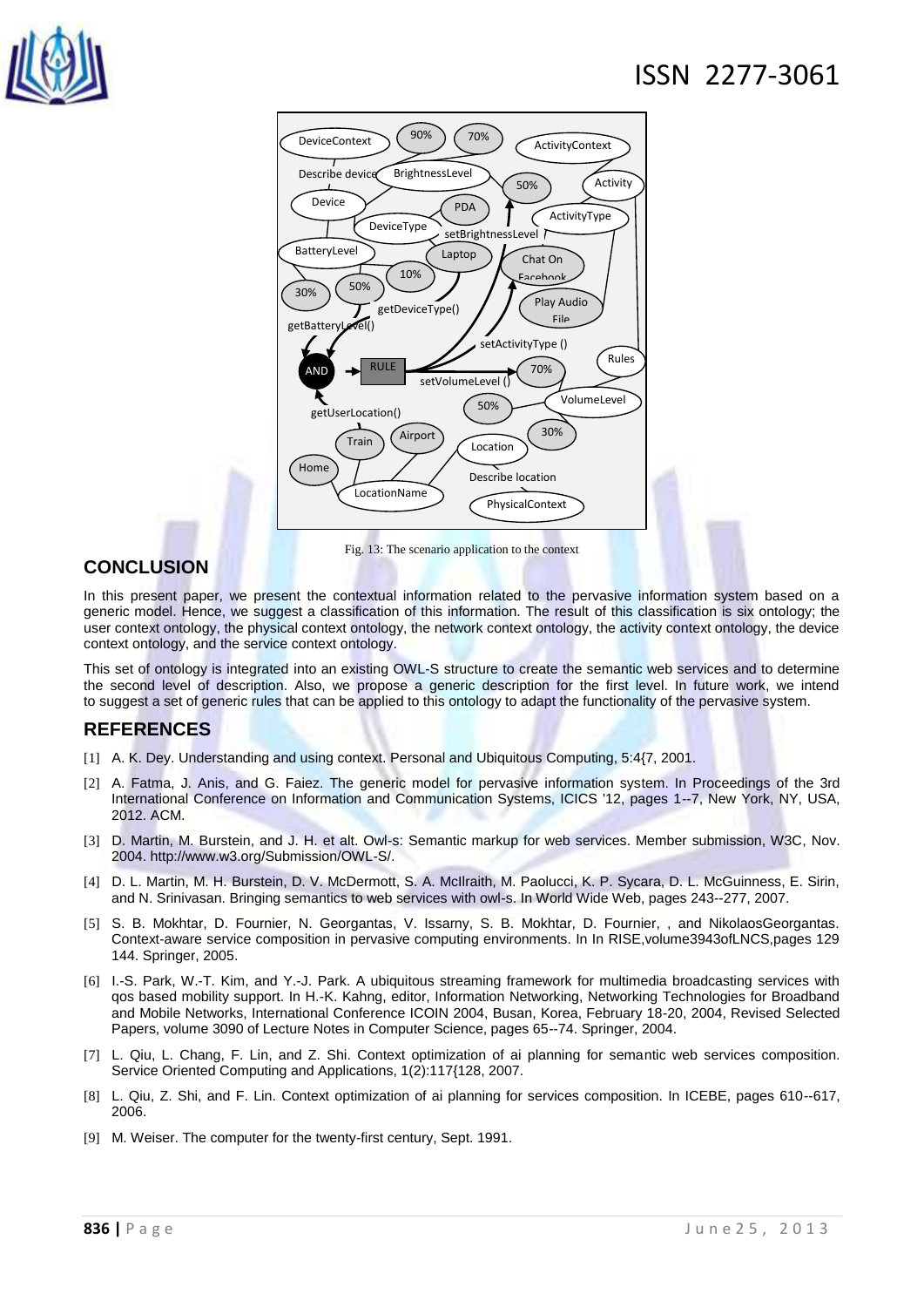DeviceContext
90%
70%
ActivityContext
Describe device
BrightnessLevel
50%
Activity
Device
PDA
ActivityType
DeviceType
setBrightnessLevel
BatteryLevel
Laptop
Chat On Facebook
30%
50%
10%
getDeviceType()
Play Audio File
getBatteryLevel()
setActivityType ()
Rules
AND
RULE
setVolumeLevel ()
70%
50%
VolumeLevel
getUserLocation()
30%
Train
Airport
Location
Home
Describe location
LocationName
PhysicalContext

Fig. 13: The scenario application to the context

## CONCLUSION

In this present paper, we present the contextual information related to the pervasive information system based on a generic model. Hence, we suggest a classification of this information. The result of this classification is six ontology; the user context ontology, the physical context ontology, the network context ontology, the activity context ontology, the device context ontology, and the service context ontology.

This set of ontology is integrated into an existing OWL-S structure to create the semantic web services and to determine the second level of description. Also, we propose a generic description for the first level. In future work, we intend to suggest a set of generic rules that can be applied to this ontology to adapt the functionality of the pervasive system.

## REFERENCES

[1] A. K. Dey. Understanding and using context. Personal and Ubiquitous Computing, 5:4{7, 2001.

[2] A. Fatma, J. Anis, and G. Faiez. The generic model for pervasive information system. In Proceedings of the 3rd International Conference on Information and Communication Systems, ICICS '12, pages 1--7, New York, NY, USA, 2012. ACM.

[3] D. Martin, M. Burstein, and J. H. et alt. Owl-s: Semantic markup for web services. Member submission, W3C, Nov. 2004. http://www.w3.org/Submission/OWL-S/.

[4] D. L. Martin, M. H. Burstein, D. V. McDermott, S. A. McIlraith, M. Paolucci, K. P. Sycara, D. L. McGuinness, E. Sirin, and N. Srinivasan. Bringing semantics to web services with owl-s. In World Wide Web, pages 243--277, 2007.

[5] S. B. Mokhtar, D. Fournier, N. Georgantas, V. Issarny, S. B. Mokhtar, D. Fournier, , and NikolaosGeorgantas. Context-aware service composition in pervasive computing environments. In In RISE,volume3943ofLNCS,pages 129 144. Springer, 2005.

[6] I.-S. Park, W.-T. Kim, and Y.-J. Park. A ubiquitous streaming framework for multimedia broadcasting services with qos based mobility support. In H.-K. Kahng, editor, Information Networking, Networking Technologies for Broadband and Mobile Networks, International Conference ICOIN 2004, Busan, Korea, February 18-20, 2004, Revised Selected Papers, volume 3090 of Lecture Notes in Computer Science, pages 65--74. Springer, 2004.

[7] L. Qiu, L. Chang, F. Lin, and Z. Shi. Context optimization of ai planning for semantic web services composition. Service Oriented Computing and Applications, 1(2):117{128, 2007.

[8] L. Qiu, Z. Shi, and F. Lin. Context optimization of ai planning for services composition. In ICEBE, pages 610--617, 2006.

[9] M. Weiser. The computer for the twenty-first century, Sept. 1991.